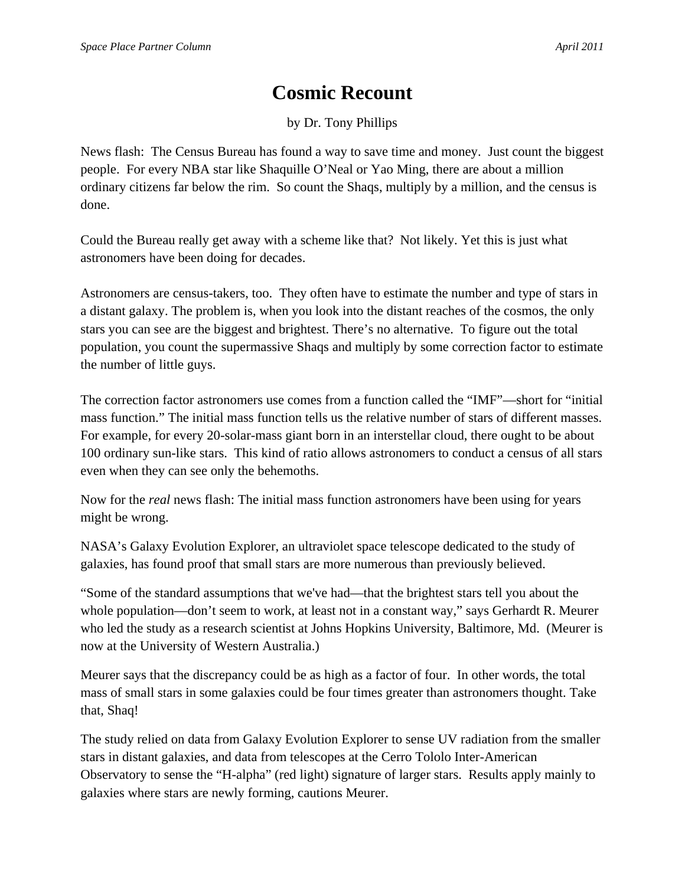# Cosmic Recount

by Dr. Tony Phillips

News flash: The Census Bureau has found a way to save time and money. Just count the biggest people. For every NBA star like Shaquille O'Neal or Yao Ming, there are about a million ordinary citizens far below the rim. So count the Shaqs, multiply by a million, and the census is done.

Could the Bureau really get away with a scheme like that? Not likely. Yet this is just what astronomers have been doing for decades.

Astronomers are census-takers, too. They often have to estimate the number and type of stars in a distant galaxy. The problem is, when you look into the distant reaches of the cosmos, the only stars you can see are the biggest and brightest. There's no alternative. To figure out the total population, you count the supermassive Shaqs and multiply by some correction factor to estimate the number of little guys.

The correction factor astronomers use comes from a function called the "IMF"—short for "initial mass function." The initial mass function tells us the relative number of stars of different masses. For example, for every 20-solar-mass giant born in an interstellar cloud, there ought to be about 100 ordinary sun-like stars. This kind of ratio allows astronomers to conduct a census of all stars even when they can see only the behemoths.

Now for the *real* news flash: The initial mass function astronomers have been using for years might be wrong.

NASA's Galaxy Evolution Explorer, an ultraviolet space telescope dedicated to the study of galaxies, has found proof that small stars are more numerous than previously believed.

"Some of the standard assumptions that we've had—that the brightest stars tell you about the whole population—don't seem to work, at least not in a constant way," says Gerhardt R. Meurer who led the study as a research scientist at Johns Hopkins University, Baltimore, Md. (Meurer is now at the University of Western Australia.)

Meurer says that the discrepancy could be as high as a factor of four. In other words, the total mass of small stars in some galaxies could be four times greater than astronomers thought. Take that, Shaq!

The study relied on data from Galaxy Evolution Explorer to sense UV radiation from the smaller stars in distant galaxies, and data from telescopes at the Cerro Tololo Inter-American Observatory to sense the "H-alpha" (red light) signature of larger stars. Results apply mainly to galaxies where stars are newly forming, cautions Meurer.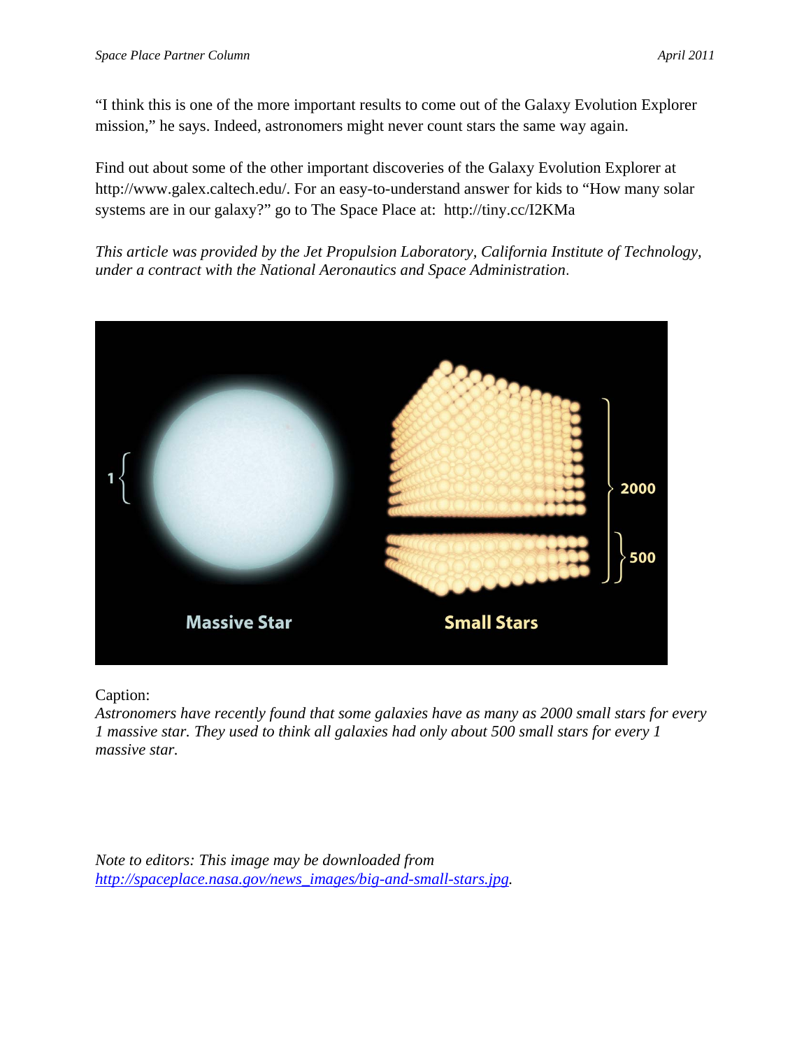"I think this is one of the more important results to come out of the Galaxy Evolution Explorer mission," he says. Indeed, astronomers might never count stars the same way again.

Find out about some of the other important discoveries of the Galaxy Evolution Explorer at http://www.galex.caltech.edu/. For an easy-to-understand answer for kids to "How many solar systems are in our galaxy?" go to The Space Place at: http://tiny.cc/I2KMa

*This article was provided by the Jet Propulsion Laboratory, California Institute of Technology, under a contract with the National Aeronautics and Space Administration.*

1

Massive Star

2000

500

Small Stars

Caption:
*Astronomers have recently found that some galaxies have as many as 2000 small stars for every 1 massive star. They used to think all galaxies had only about 500 small stars for every 1 massive star.*

*Note to editors: This image may be downloaded from [http://spaceplace.nasa.gov/news_images/big-and-small-stars.jpg](http://spaceplace.nasa.gov/news_images/big-and-small-stars.jpg).*